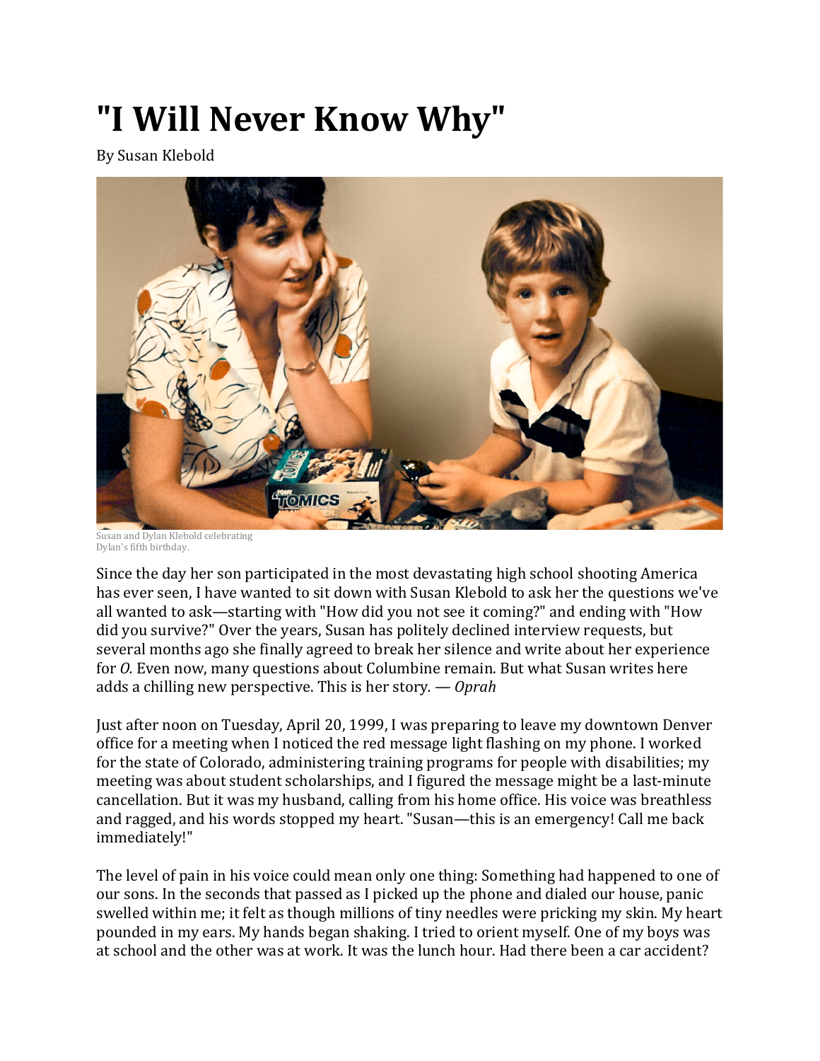# "I Will Never Know Why"

By Susan Klebold

Susan and Dylan Klebold celebrating Dylan's fifth birthday.

Since the day her son participated in the most devastating high school shooting America has ever seen, I have wanted to sit down with Susan Klebold to ask her the questions we've all wanted to ask—starting with "How did you not see it coming?" and ending with "How did you survive?" Over the years, Susan has politely declined interview requests, but several months ago she finally agreed to break her silence and write about her experience for *O.* Even now, many questions about Columbine remain. But what Susan writes here adds a chilling new perspective. This is her story. — *Oprah*

Just after noon on Tuesday, April 20, 1999, I was preparing to leave my downtown Denver office for a meeting when I noticed the red message light flashing on my phone. I worked for the state of Colorado, administering training programs for people with disabilities; my meeting was about student scholarships, and I figured the message might be a last-minute cancellation. But it was my husband, calling from his home office. His voice was breathless and ragged, and his words stopped my heart. "Susan—this is an emergency! Call me back immediately!"

The level of pain in his voice could mean only one thing: Something had happened to one of our sons. In the seconds that passed as I picked up the phone and dialed our house, panic swelled within me; it felt as though millions of tiny needles were pricking my skin. My heart pounded in my ears. My hands began shaking. I tried to orient myself. One of my boys was at school and the other was at work. It was the lunch hour. Had there been a car accident?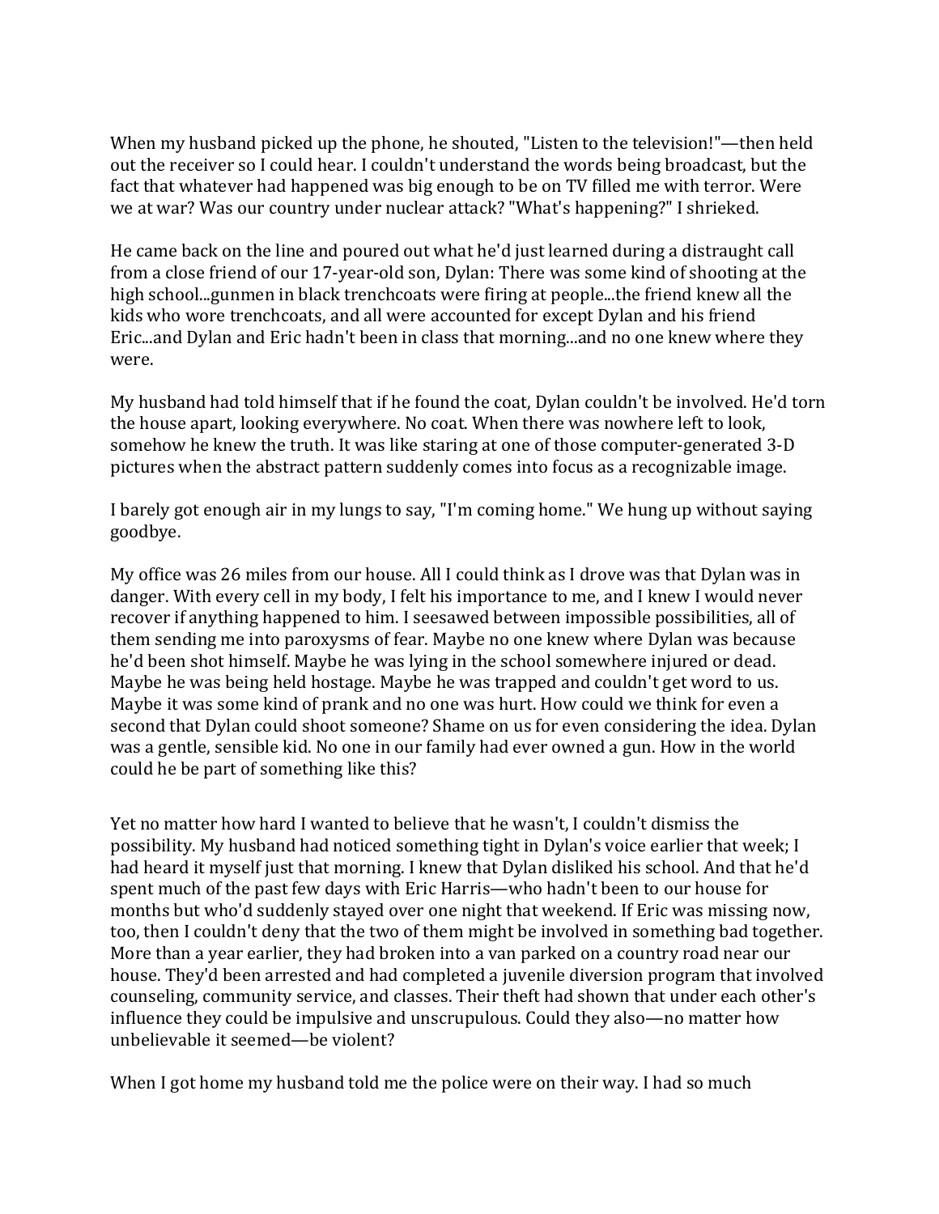When my husband picked up the phone, he shouted, "Listen to the television!"—then held out the receiver so I could hear. I couldn't understand the words being broadcast, but the fact that whatever had happened was big enough to be on TV filled me with terror. Were we at war? Was our country under nuclear attack? "What's happening?" I shrieked.

He came back on the line and poured out what he'd just learned during a distraught call from a close friend of our 17-year-old son, Dylan: There was some kind of shooting at the high school...gunmen in black trenchcoats were firing at people...the friend knew all the kids who wore trenchcoats, and all were accounted for except Dylan and his friend Eric...and Dylan and Eric hadn't been in class that morning...and no one knew where they were.

My husband had told himself that if he found the coat, Dylan couldn't be involved. He'd torn the house apart, looking everywhere. No coat. When there was nowhere left to look, somehow he knew the truth. It was like staring at one of those computer-generated 3-D pictures when the abstract pattern suddenly comes into focus as a recognizable image.

I barely got enough air in my lungs to say, "I'm coming home." We hung up without saying goodbye.

My office was 26 miles from our house. All I could think as I drove was that Dylan was in danger. With every cell in my body, I felt his importance to me, and I knew I would never recover if anything happened to him. I seesawed between impossible possibilities, all of them sending me into paroxysms of fear. Maybe no one knew where Dylan was because he'd been shot himself. Maybe he was lying in the school somewhere injured or dead. Maybe he was being held hostage. Maybe he was trapped and couldn't get word to us. Maybe it was some kind of prank and no one was hurt. How could we think for even a second that Dylan could shoot someone? Shame on us for even considering the idea. Dylan was a gentle, sensible kid. No one in our family had ever owned a gun. How in the world could he be part of something like this?

Yet no matter how hard I wanted to believe that he wasn't, I couldn't dismiss the possibility. My husband had noticed something tight in Dylan's voice earlier that week; I had heard it myself just that morning. I knew that Dylan disliked his school. And that he'd spent much of the past few days with Eric Harris—who hadn't been to our house for months but who'd suddenly stayed over one night that weekend. If Eric was missing now, too, then I couldn't deny that the two of them might be involved in something bad together. More than a year earlier, they had broken into a van parked on a country road near our house. They'd been arrested and had completed a juvenile diversion program that involved counseling, community service, and classes. Their theft had shown that under each other's influence they could be impulsive and unscrupulous. Could they also—no matter how unbelievable it seemed—be violent?

When I got home my husband told me the police were on their way. I had so much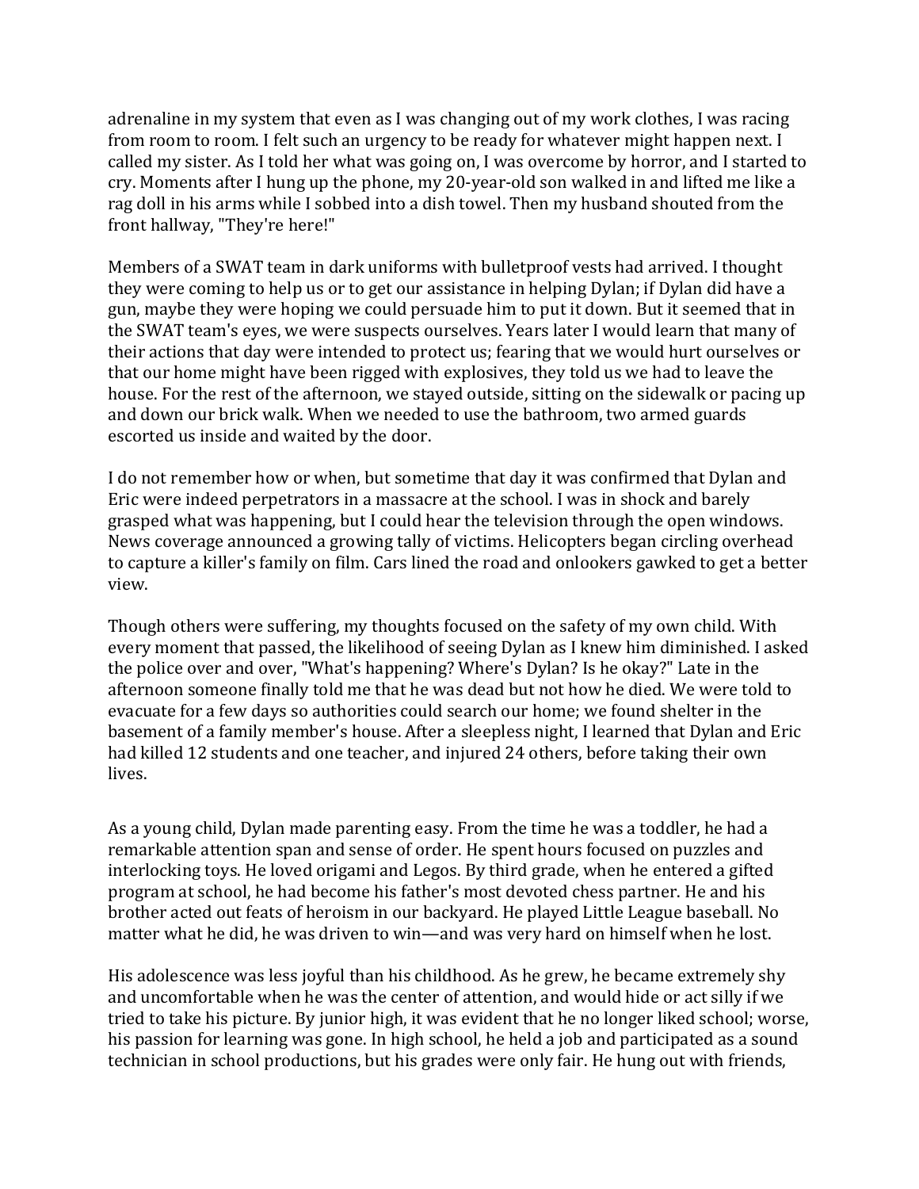adrenaline in my system that even as I was changing out of my work clothes, I was racing from room to room. I felt such an urgency to be ready for whatever might happen next. I called my sister. As I told her what was going on, I was overcome by horror, and I started to cry. Moments after I hung up the phone, my 20-year-old son walked in and lifted me like a rag doll in his arms while I sobbed into a dish towel. Then my husband shouted from the front hallway, "They're here!"

Members of a SWAT team in dark uniforms with bulletproof vests had arrived. I thought they were coming to help us or to get our assistance in helping Dylan; if Dylan did have a gun, maybe they were hoping we could persuade him to put it down. But it seemed that in the SWAT team's eyes, we were suspects ourselves. Years later I would learn that many of their actions that day were intended to protect us; fearing that we would hurt ourselves or that our home might have been rigged with explosives, they told us we had to leave the house. For the rest of the afternoon, we stayed outside, sitting on the sidewalk or pacing up and down our brick walk. When we needed to use the bathroom, two armed guards escorted us inside and waited by the door.

I do not remember how or when, but sometime that day it was confirmed that Dylan and Eric were indeed perpetrators in a massacre at the school. I was in shock and barely grasped what was happening, but I could hear the television through the open windows. News coverage announced a growing tally of victims. Helicopters began circling overhead to capture a killer's family on film. Cars lined the road and onlookers gawked to get a better view.

Though others were suffering, my thoughts focused on the safety of my own child. With every moment that passed, the likelihood of seeing Dylan as I knew him diminished. I asked the police over and over, "What's happening? Where's Dylan? Is he okay?" Late in the afternoon someone finally told me that he was dead but not how he died. We were told to evacuate for a few days so authorities could search our home; we found shelter in the basement of a family member's house. After a sleepless night, I learned that Dylan and Eric had killed 12 students and one teacher, and injured 24 others, before taking their own lives.

As a young child, Dylan made parenting easy. From the time he was a toddler, he had a remarkable attention span and sense of order. He spent hours focused on puzzles and interlocking toys. He loved origami and Legos. By third grade, when he entered a gifted program at school, he had become his father's most devoted chess partner. He and his brother acted out feats of heroism in our backyard. He played Little League baseball. No matter what he did, he was driven to win—and was very hard on himself when he lost.

His adolescence was less joyful than his childhood. As he grew, he became extremely shy and uncomfortable when he was the center of attention, and would hide or act silly if we tried to take his picture. By junior high, it was evident that he no longer liked school; worse, his passion for learning was gone. In high school, he held a job and participated as a sound technician in school productions, but his grades were only fair. He hung out with friends,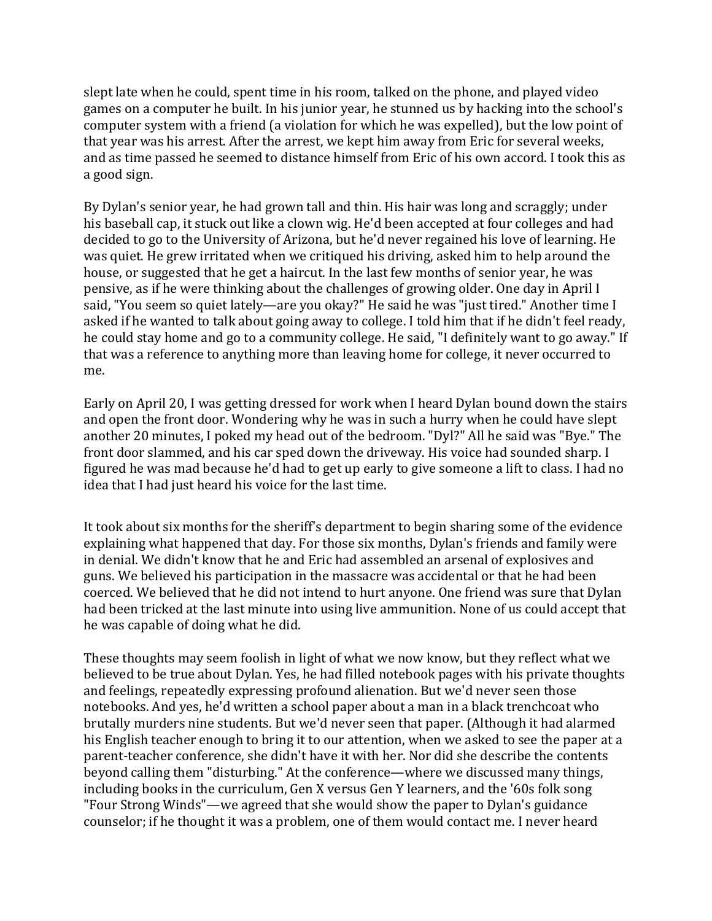slept late when he could, spent time in his room, talked on the phone, and played video games on a computer he built. In his junior year, he stunned us by hacking into the school's computer system with a friend (a violation for which he was expelled), but the low point of that year was his arrest. After the arrest, we kept him away from Eric for several weeks, and as time passed he seemed to distance himself from Eric of his own accord. I took this as a good sign.

By Dylan's senior year, he had grown tall and thin. His hair was long and scraggly; under his baseball cap, it stuck out like a clown wig. He'd been accepted at four colleges and had decided to go to the University of Arizona, but he'd never regained his love of learning. He was quiet. He grew irritated when we critiqued his driving, asked him to help around the house, or suggested that he get a haircut. In the last few months of senior year, he was pensive, as if he were thinking about the challenges of growing older. One day in April I said, "You seem so quiet lately—are you okay?" He said he was "just tired." Another time I asked if he wanted to talk about going away to college. I told him that if he didn't feel ready, he could stay home and go to a community college. He said, "I definitely want to go away." If that was a reference to anything more than leaving home for college, it never occurred to me.

Early on April 20, I was getting dressed for work when I heard Dylan bound down the stairs and open the front door. Wondering why he was in such a hurry when he could have slept another 20 minutes, I poked my head out of the bedroom. "Dyl?" All he said was "Bye." The front door slammed, and his car sped down the driveway. His voice had sounded sharp. I figured he was mad because he'd had to get up early to give someone a lift to class. I had no idea that I had just heard his voice for the last time.

It took about six months for the sheriff's department to begin sharing some of the evidence explaining what happened that day. For those six months, Dylan's friends and family were in denial. We didn't know that he and Eric had assembled an arsenal of explosives and guns. We believed his participation in the massacre was accidental or that he had been coerced. We believed that he did not intend to hurt anyone. One friend was sure that Dylan had been tricked at the last minute into using live ammunition. None of us could accept that he was capable of doing what he did.

These thoughts may seem foolish in light of what we now know, but they reflect what we believed to be true about Dylan. Yes, he had filled notebook pages with his private thoughts and feelings, repeatedly expressing profound alienation. But we'd never seen those notebooks. And yes, he'd written a school paper about a man in a black trenchcoat who brutally murders nine students. But we'd never seen that paper. (Although it had alarmed his English teacher enough to bring it to our attention, when we asked to see the paper at a parent-teacher conference, she didn't have it with her. Nor did she describe the contents beyond calling them "disturbing." At the conference—where we discussed many things, including books in the curriculum, Gen X versus Gen Y learners, and the '60s folk song "Four Strong Winds"—we agreed that she would show the paper to Dylan's guidance counselor; if he thought it was a problem, one of them would contact me. I never heard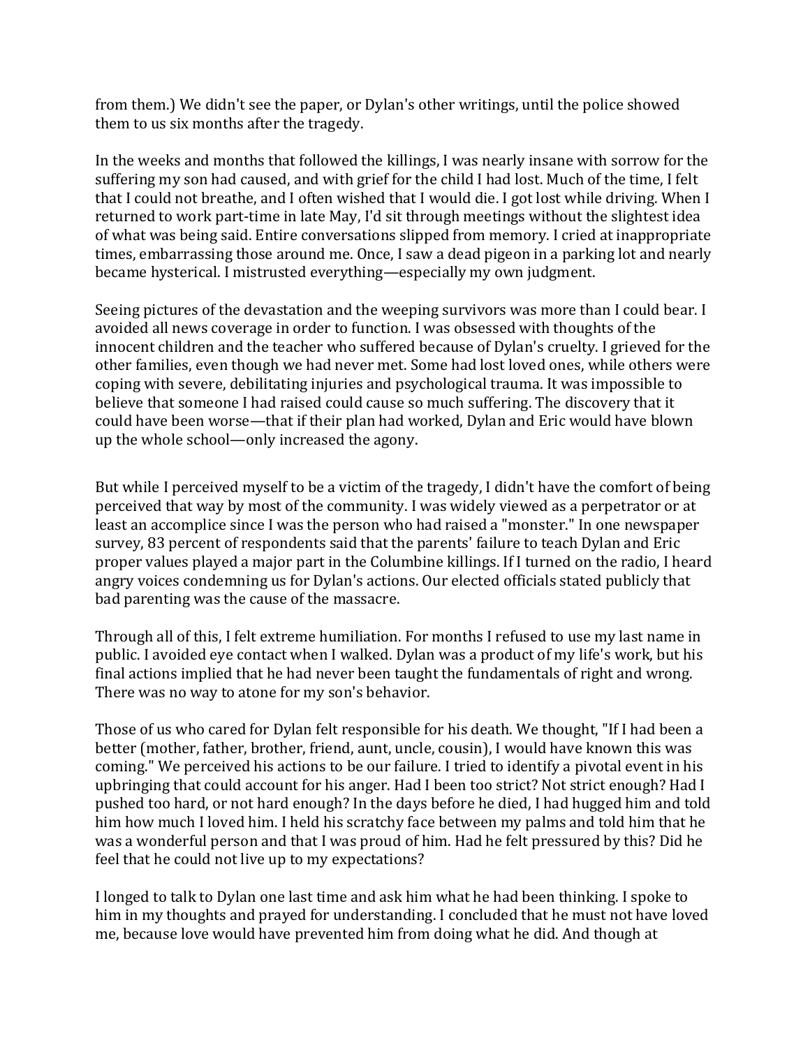from them.) We didn't see the paper, or Dylan's other writings, until the police showed them to us six months after the tragedy.

In the weeks and months that followed the killings, I was nearly insane with sorrow for the suffering my son had caused, and with grief for the child I had lost. Much of the time, I felt that I could not breathe, and I often wished that I would die. I got lost while driving. When I returned to work part-time in late May, I'd sit through meetings without the slightest idea of what was being said. Entire conversations slipped from memory. I cried at inappropriate times, embarrassing those around me. Once, I saw a dead pigeon in a parking lot and nearly became hysterical. I mistrusted everything—especially my own judgment.

Seeing pictures of the devastation and the weeping survivors was more than I could bear. I avoided all news coverage in order to function. I was obsessed with thoughts of the innocent children and the teacher who suffered because of Dylan's cruelty. I grieved for the other families, even though we had never met. Some had lost loved ones, while others were coping with severe, debilitating injuries and psychological trauma. It was impossible to believe that someone I had raised could cause so much suffering. The discovery that it could have been worse—that if their plan had worked, Dylan and Eric would have blown up the whole school—only increased the agony.

But while I perceived myself to be a victim of the tragedy, I didn't have the comfort of being perceived that way by most of the community. I was widely viewed as a perpetrator or at least an accomplice since I was the person who had raised a "monster." In one newspaper survey, 83 percent of respondents said that the parents' failure to teach Dylan and Eric proper values played a major part in the Columbine killings. If I turned on the radio, I heard angry voices condemning us for Dylan's actions. Our elected officials stated publicly that bad parenting was the cause of the massacre.

Through all of this, I felt extreme humiliation. For months I refused to use my last name in public. I avoided eye contact when I walked. Dylan was a product of my life's work, but his final actions implied that he had never been taught the fundamentals of right and wrong. There was no way to atone for my son's behavior.

Those of us who cared for Dylan felt responsible for his death. We thought, "If I had been a better (mother, father, brother, friend, aunt, uncle, cousin), I would have known this was coming." We perceived his actions to be our failure. I tried to identify a pivotal event in his upbringing that could account for his anger. Had I been too strict? Not strict enough? Had I pushed too hard, or not hard enough? In the days before he died, I had hugged him and told him how much I loved him. I held his scratchy face between my palms and told him that he was a wonderful person and that I was proud of him. Had he felt pressured by this? Did he feel that he could not live up to my expectations?

I longed to talk to Dylan one last time and ask him what he had been thinking. I spoke to him in my thoughts and prayed for understanding. I concluded that he must not have loved me, because love would have prevented him from doing what he did. And though at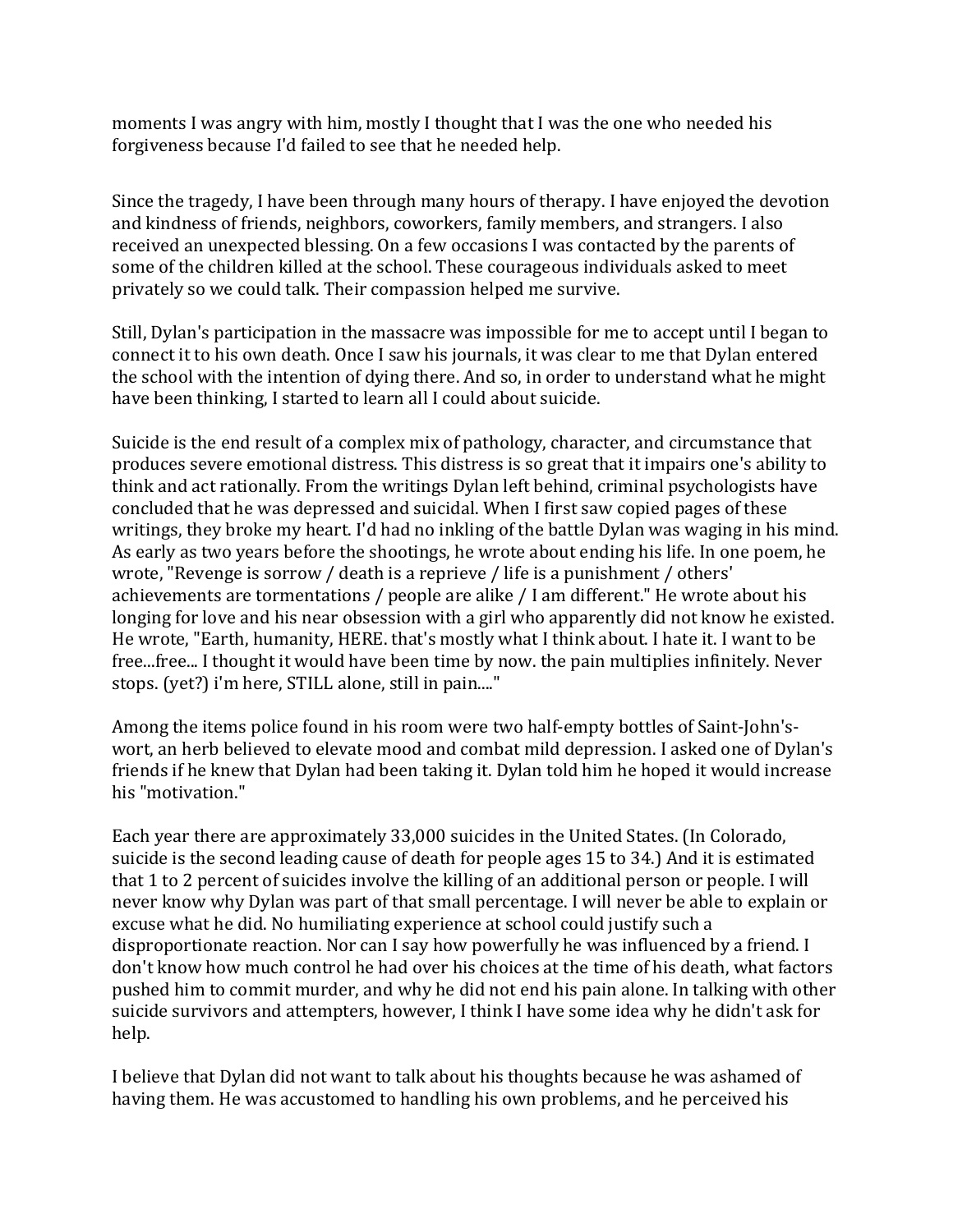moments I was angry with him, mostly I thought that I was the one who needed his forgiveness because I'd failed to see that he needed help.

Since the tragedy, I have been through many hours of therapy. I have enjoyed the devotion and kindness of friends, neighbors, coworkers, family members, and strangers. I also received an unexpected blessing. On a few occasions I was contacted by the parents of some of the children killed at the school. These courageous individuals asked to meet privately so we could talk. Their compassion helped me survive.

Still, Dylan's participation in the massacre was impossible for me to accept until I began to connect it to his own death. Once I saw his journals, it was clear to me that Dylan entered the school with the intention of dying there. And so, in order to understand what he might have been thinking, I started to learn all I could about suicide.

Suicide is the end result of a complex mix of pathology, character, and circumstance that produces severe emotional distress. This distress is so great that it impairs one's ability to think and act rationally. From the writings Dylan left behind, criminal psychologists have concluded that he was depressed and suicidal. When I first saw copied pages of these writings, they broke my heart. I'd had no inkling of the battle Dylan was waging in his mind. As early as two years before the shootings, he wrote about ending his life. In one poem, he wrote, "Revenge is sorrow / death is a reprieve / life is a punishment / others' achievements are tormentations / people are alike / I am different." He wrote about his longing for love and his near obsession with a girl who apparently did not know he existed. He wrote, "Earth, humanity, HERE. that's mostly what I think about. I hate it. I want to be free...free... I thought it would have been time by now. the pain multiplies infinitely. Never stops. (yet?) i'm here, STILL alone, still in pain...."

Among the items police found in his room were two half-empty bottles of Saint-John's-wort, an herb believed to elevate mood and combat mild depression. I asked one of Dylan's friends if he knew that Dylan had been taking it. Dylan told him he hoped it would increase his "motivation."

Each year there are approximately 33,000 suicides in the United States. (In Colorado, suicide is the second leading cause of death for people ages 15 to 34.) And it is estimated that 1 to 2 percent of suicides involve the killing of an additional person or people. I will never know why Dylan was part of that small percentage. I will never be able to explain or excuse what he did. No humiliating experience at school could justify such a disproportionate reaction. Nor can I say how powerfully he was influenced by a friend. I don't know how much control he had over his choices at the time of his death, what factors pushed him to commit murder, and why he did not end his pain alone. In talking with other suicide survivors and attempters, however, I think I have some idea why he didn't ask for help.

I believe that Dylan did not want to talk about his thoughts because he was ashamed of having them. He was accustomed to handling his own problems, and he perceived his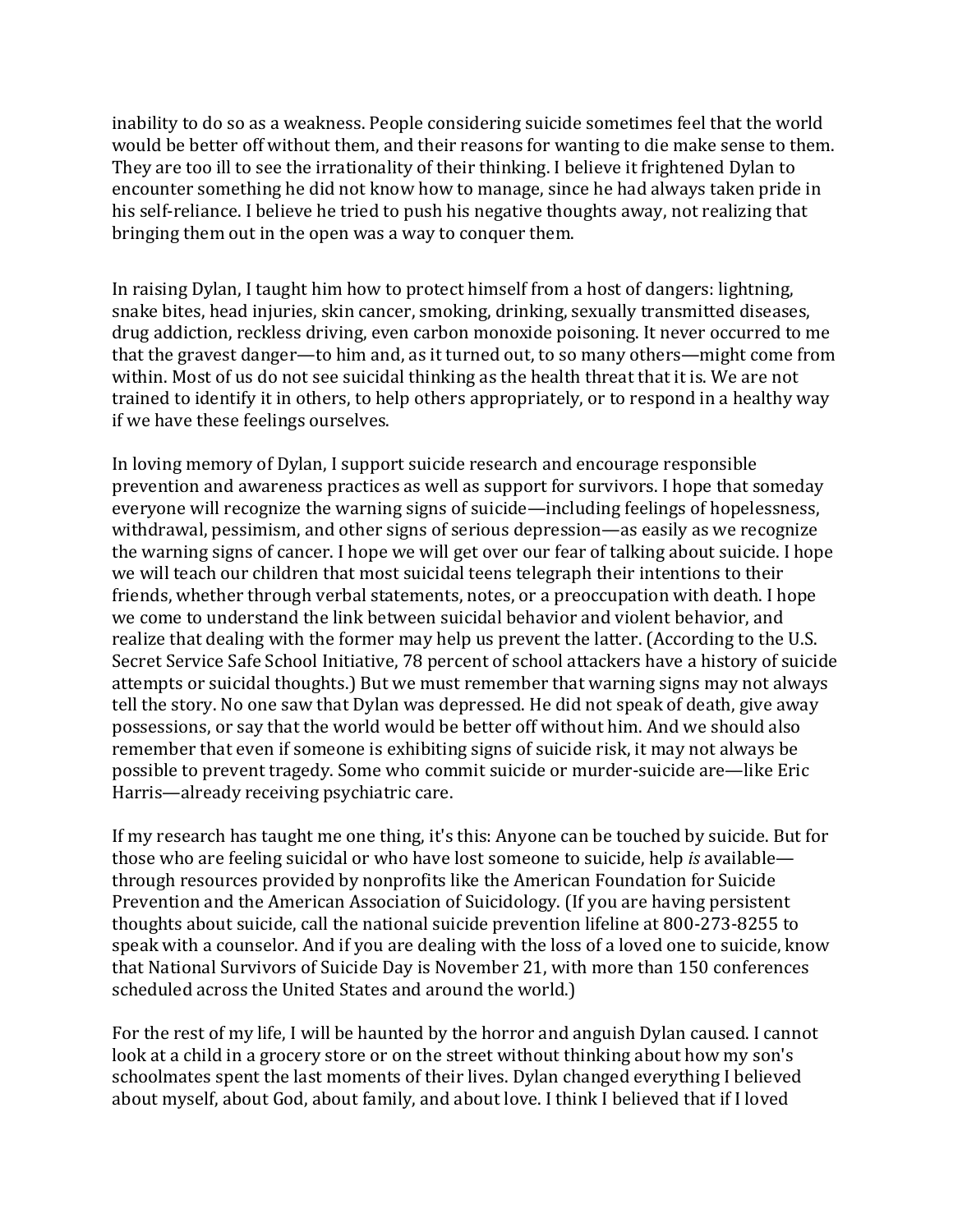inability to do so as a weakness. People considering suicide sometimes feel that the world would be better off without them, and their reasons for wanting to die make sense to them. They are too ill to see the irrationality of their thinking. I believe it frightened Dylan to encounter something he did not know how to manage, since he had always taken pride in his self-reliance. I believe he tried to push his negative thoughts away, not realizing that bringing them out in the open was a way to conquer them.

In raising Dylan, I taught him how to protect himself from a host of dangers: lightning, snake bites, head injuries, skin cancer, smoking, drinking, sexually transmitted diseases, drug addiction, reckless driving, even carbon monoxide poisoning. It never occurred to me that the gravest danger—to him and, as it turned out, to so many others—might come from within. Most of us do not see suicidal thinking as the health threat that it is. We are not trained to identify it in others, to help others appropriately, or to respond in a healthy way if we have these feelings ourselves.

In loving memory of Dylan, I support suicide research and encourage responsible prevention and awareness practices as well as support for survivors. I hope that someday everyone will recognize the warning signs of suicide—including feelings of hopelessness, withdrawal, pessimism, and other signs of serious depression—as easily as we recognize the warning signs of cancer. I hope we will get over our fear of talking about suicide. I hope we will teach our children that most suicidal teens telegraph their intentions to their friends, whether through verbal statements, notes, or a preoccupation with death. I hope we come to understand the link between suicidal behavior and violent behavior, and realize that dealing with the former may help us prevent the latter. (According to the U.S. Secret Service Safe School Initiative, 78 percent of school attackers have a history of suicide attempts or suicidal thoughts.) But we must remember that warning signs may not always tell the story. No one saw that Dylan was depressed. He did not speak of death, give away possessions, or say that the world would be better off without him. And we should also remember that even if someone is exhibiting signs of suicide risk, it may not always be possible to prevent tragedy. Some who commit suicide or murder-suicide are—like Eric Harris—already receiving psychiatric care.

If my research has taught me one thing, it's this: Anyone can be touched by suicide. But for those who are feeling suicidal or who have lost someone to suicide, help *is* available—through resources provided by nonprofits like the American Foundation for Suicide Prevention and the American Association of Suicidology. (If you are having persistent thoughts about suicide, call the national suicide prevention lifeline at 800-273-8255 to speak with a counselor. And if you are dealing with the loss of a loved one to suicide, know that National Survivors of Suicide Day is November 21, with more than 150 conferences scheduled across the United States and around the world.)

For the rest of my life, I will be haunted by the horror and anguish Dylan caused. I cannot look at a child in a grocery store or on the street without thinking about how my son's schoolmates spent the last moments of their lives. Dylan changed everything I believed about myself, about God, about family, and about love. I think I believed that if I loved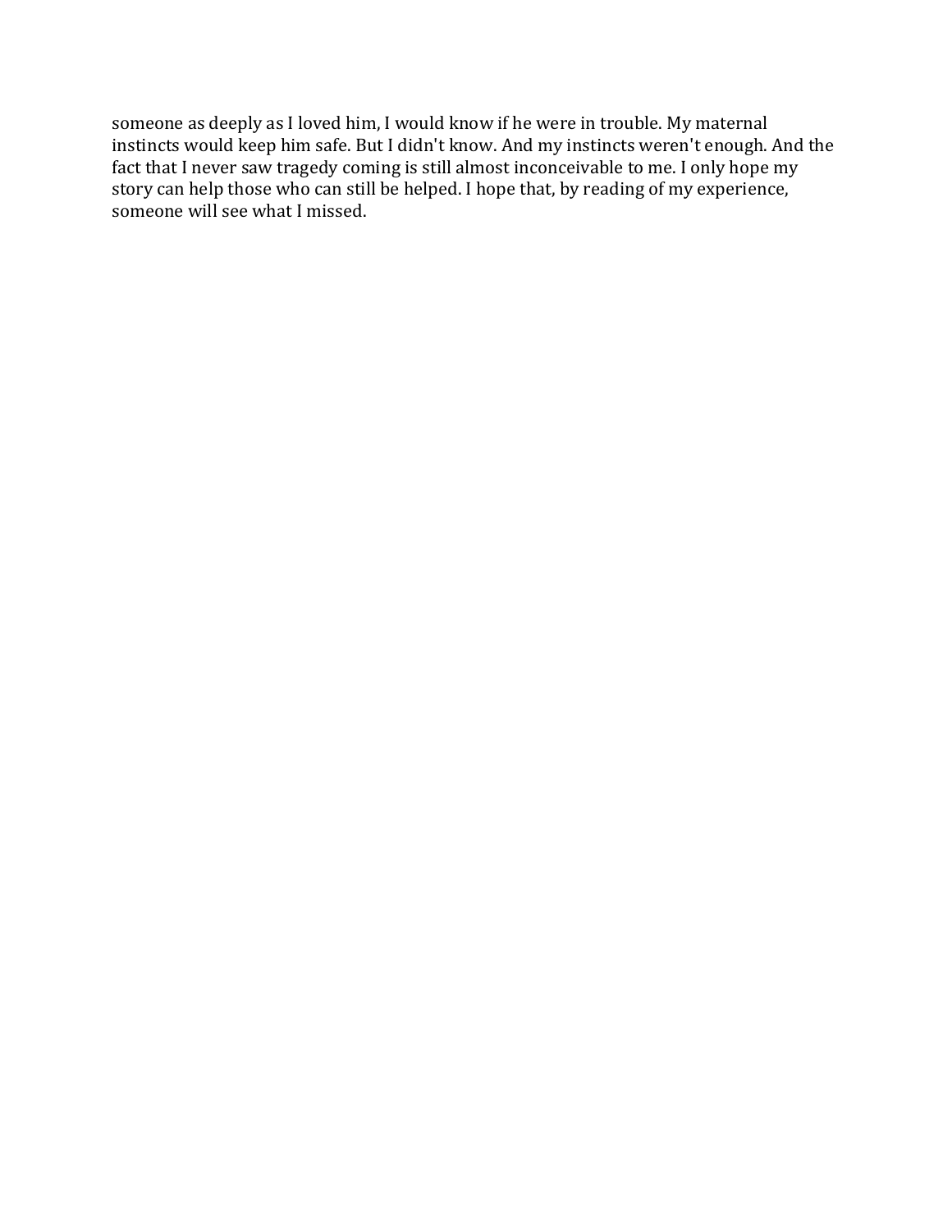someone as deeply as I loved him, I would know if he were in trouble. My maternal instincts would keep him safe. But I didn't know. And my instincts weren't enough. And the fact that I never saw tragedy coming is still almost inconceivable to me. I only hope my story can help those who can still be helped. I hope that, by reading of my experience, someone will see what I missed.